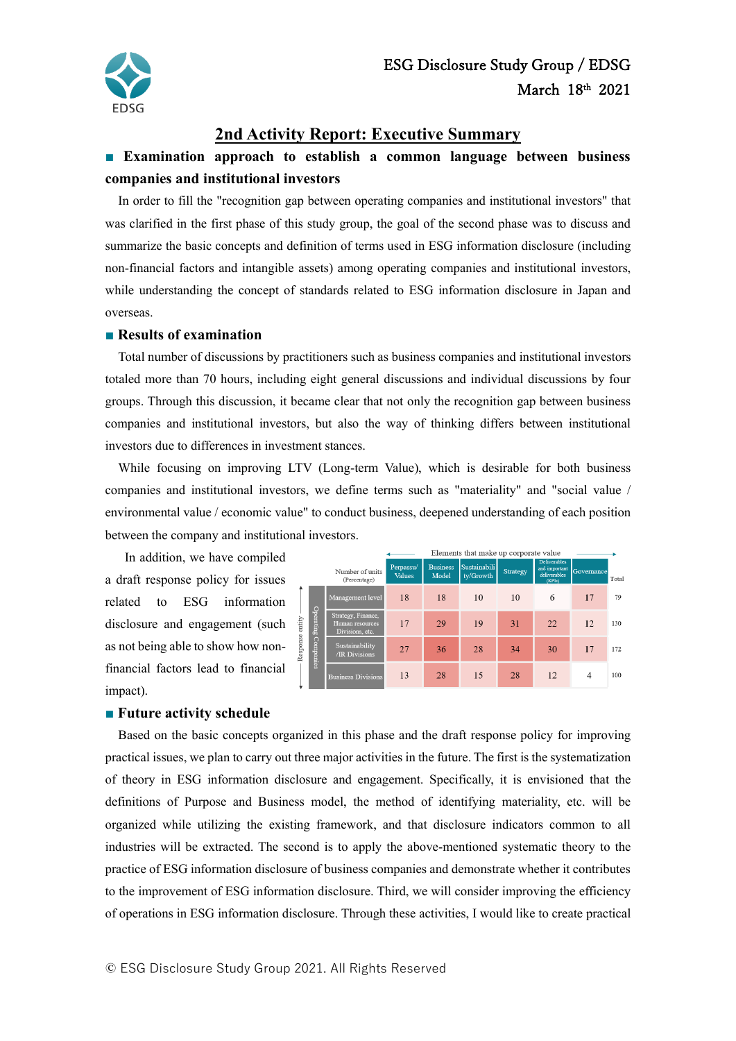ESG Disclosure Study Group / EDSG

March 18th 2021

# 2nd Activity Report: Executive Summary

## ■ Examination approach to establish a common language between business companies and institutional investors

In order to fill the "recognition gap between operating companies and institutional investors" that was clarified in the first phase of this study group, the goal of the second phase was to discuss and summarize the basic concepts and definition of terms used in ESG information disclosure (including non-financial factors and intangible assets) among operating companies and institutional investors, while understanding the concept of standards related to ESG information disclosure in Japan and overseas.

## ■ Results of examination

Total number of discussions by practitioners such as business companies and institutional investors totaled more than 70 hours, including eight general discussions and individual discussions by four groups. Through this discussion, it became clear that not only the recognition gap between business companies and institutional investors, but also the way of thinking differs between institutional investors due to differences in investment stances.

While focusing on improving LTV (Long-term Value), which is desirable for both business companies and institutional investors, we define terms such as "materiality" and "social value / environmental value / economic value" to conduct business, deepened understanding of each position between the company and institutional investors.

In addition, we have compiled a draft response policy for issues related to ESG information disclosure and engagement (such as not being able to show how non-financial factors lead to financial impact).

| Response entity: Operating Companies / Number of units (Percentage) | Elements that make up corporate value | | | | | | |
|---|---|---|---|---|---|---|---|
| | Perpassu/ Values | Business Model | Sustainability/Growth | Strategy | Deliverables and important deliverables (KPIs) | Governance | Total |
| Management level | 18 | 18 | 10 | 10 | 6 | 17 | 79 |
| Strategy, Finance, Human resources Divisions, etc. | 17 | 29 | 19 | 31 | 22 | 12 | 130 |
| Sustainability /IR Divisions | 27 | 36 | 28 | 34 | 30 | 17 | 172 |
| Business Divisions | 13 | 28 | 15 | 28 | 12 | 4 | 100 |

## ■ Future activity schedule

Based on the basic concepts organized in this phase and the draft response policy for improving practical issues, we plan to carry out three major activities in the future. The first is the systematization of theory in ESG information disclosure and engagement. Specifically, it is envisioned that the definitions of Purpose and Business model, the method of identifying materiality, etc. will be organized while utilizing the existing framework, and that disclosure indicators common to all industries will be extracted. The second is to apply the above-mentioned systematic theory to the practice of ESG information disclosure of business companies and demonstrate whether it contributes to the improvement of ESG information disclosure. Third, we will consider improving the efficiency of operations in ESG information disclosure. Through these activities, I would like to create practical

© ESG Disclosure Study Group 2021. All Rights Reserved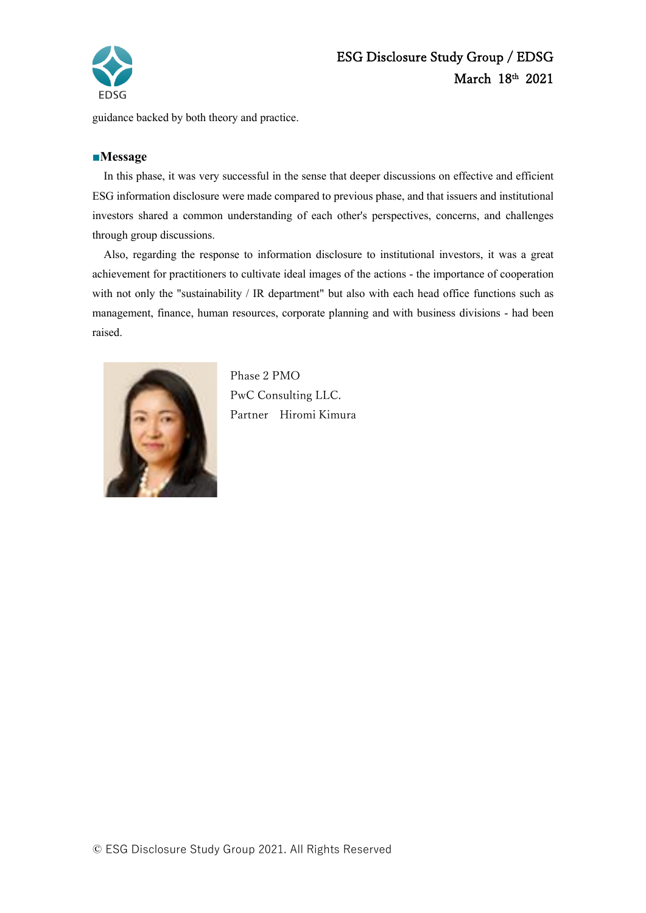guidance backed by both theory and practice.

## ■Message

In this phase, it was very successful in the sense that deeper discussions on effective and efficient ESG information disclosure were made compared to previous phase, and that issuers and institutional investors shared a common understanding of each other's perspectives, concerns, and challenges through group discussions.

Also, regarding the response to information disclosure to institutional investors, it was a great achievement for practitioners to cultivate ideal images of the actions - the importance of cooperation with not only the "sustainability / IR department" but also with each head office functions such as management, finance, human resources, corporate planning and with business divisions - had been raised.

Phase 2 PMO
PwC Consulting LLC.
Partner　Hiromi Kimura